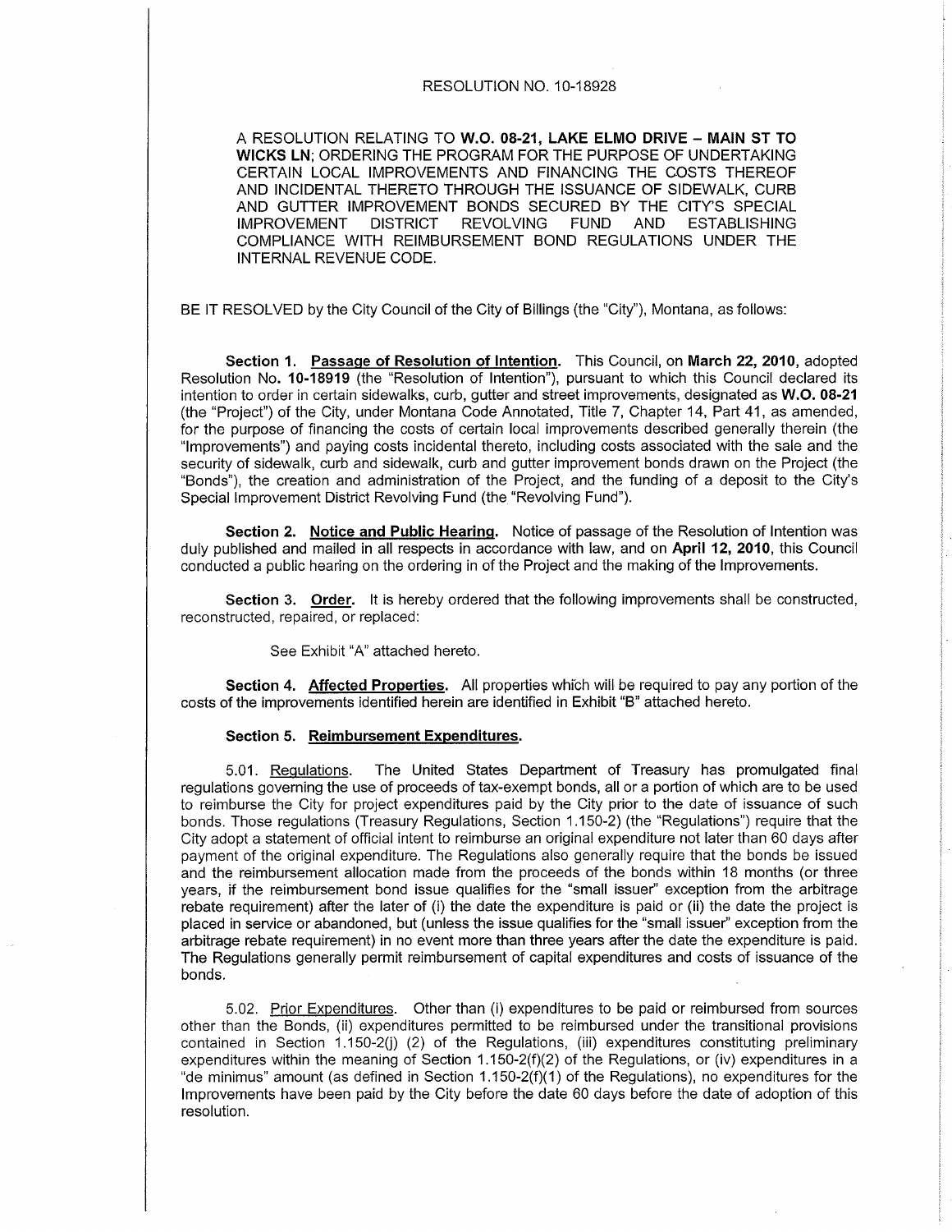# RESOLUTION NO. 10-18928

A RESOLUTION RELATING TO **W.O. 08-21, LAKE ELMO DRIVE – MAIN ST TO WICKS LN**; ORDERING THE PROGRAM FOR THE PURPOSE OF UNDERTAKING CERTAIN LOCAL IMPROVEMENTS AND FINANCING THE COSTS THEREOF AND INCIDENTAL THERETO THROUGH THE ISSUANCE OF SIDEWALK, CURB AND GUTTER IMPROVEMENT BONDS SECURED BY THE CITY'S SPECIAL IMPROVEMENT DISTRICT REVOLVING FUND AND ESTABLISHING COMPLIANCE WITH REIMBURSEMENT BOND REGULATIONS UNDER THE INTERNAL REVENUE CODE.

BE IT RESOLVED by the City Council of the City of Billings (the "City"), Montana, as follows:

**Section 1. Passage of Resolution of Intention.** This Council, on **March 22, 2010**, adopted Resolution No. **10-18919** (the "Resolution of Intention"), pursuant to which this Council declared its intention to order in certain sidewalks, curb, gutter and street improvements, designated as **W.O. 08-21** (the "Project") of the City, under Montana Code Annotated, Title 7, Chapter 14, Part 41, as amended, for the purpose of financing the costs of certain local improvements described generally therein (the "Improvements") and paying costs incidental thereto, including costs associated with the sale and the security of sidewalk, curb and sidewalk, curb and gutter improvement bonds drawn on the Project (the "Bonds"), the creation and administration of the Project, and the funding of a deposit to the City's Special Improvement District Revolving Fund (the "Revolving Fund").

**Section 2. Notice and Public Hearing.** Notice of passage of the Resolution of Intention was duly published and mailed in all respects in accordance with law, and on **April 12, 2010**, this Council conducted a public hearing on the ordering in of the Project and the making of the Improvements.

**Section 3. Order.** It is hereby ordered that the following improvements shall be constructed, reconstructed, repaired, or replaced:

See Exhibit "A" attached hereto.

**Section 4. Affected Properties.** All properties which will be required to pay any portion of the costs of the improvements identified herein are identified in Exhibit "B" attached hereto.

**Section 5. Reimbursement Expenditures.**

5.01. Regulations. The United States Department of Treasury has promulgated final regulations governing the use of proceeds of tax-exempt bonds, all or a portion of which are to be used to reimburse the City for project expenditures paid by the City prior to the date of issuance of such bonds. Those regulations (Treasury Regulations, Section 1.150-2) (the "Regulations") require that the City adopt a statement of official intent to reimburse an original expenditure not later than 60 days after payment of the original expenditure. The Regulations also generally require that the bonds be issued and the reimbursement allocation made from the proceeds of the bonds within 18 months (or three years, if the reimbursement bond issue qualifies for the "small issuer" exception from the arbitrage rebate requirement) after the later of (i) the date the expenditure is paid or (ii) the date the project is placed in service or abandoned, but (unless the issue qualifies for the "small issuer" exception from the arbitrage rebate requirement) in no event more than three years after the date the expenditure is paid. The Regulations generally permit reimbursement of capital expenditures and costs of issuance of the bonds.

5.02. Prior Expenditures. Other than (i) expenditures to be paid or reimbursed from sources other than the Bonds, (ii) expenditures permitted to be reimbursed under the transitional provisions contained in Section 1.150-2(j) (2) of the Regulations, (iii) expenditures constituting preliminary expenditures within the meaning of Section 1.150-2(f)(2) of the Regulations, or (iv) expenditures in a "de minimus" amount (as defined in Section 1.150-2(f)(1) of the Regulations), no expenditures for the Improvements have been paid by the City before the date 60 days before the date of adoption of this resolution.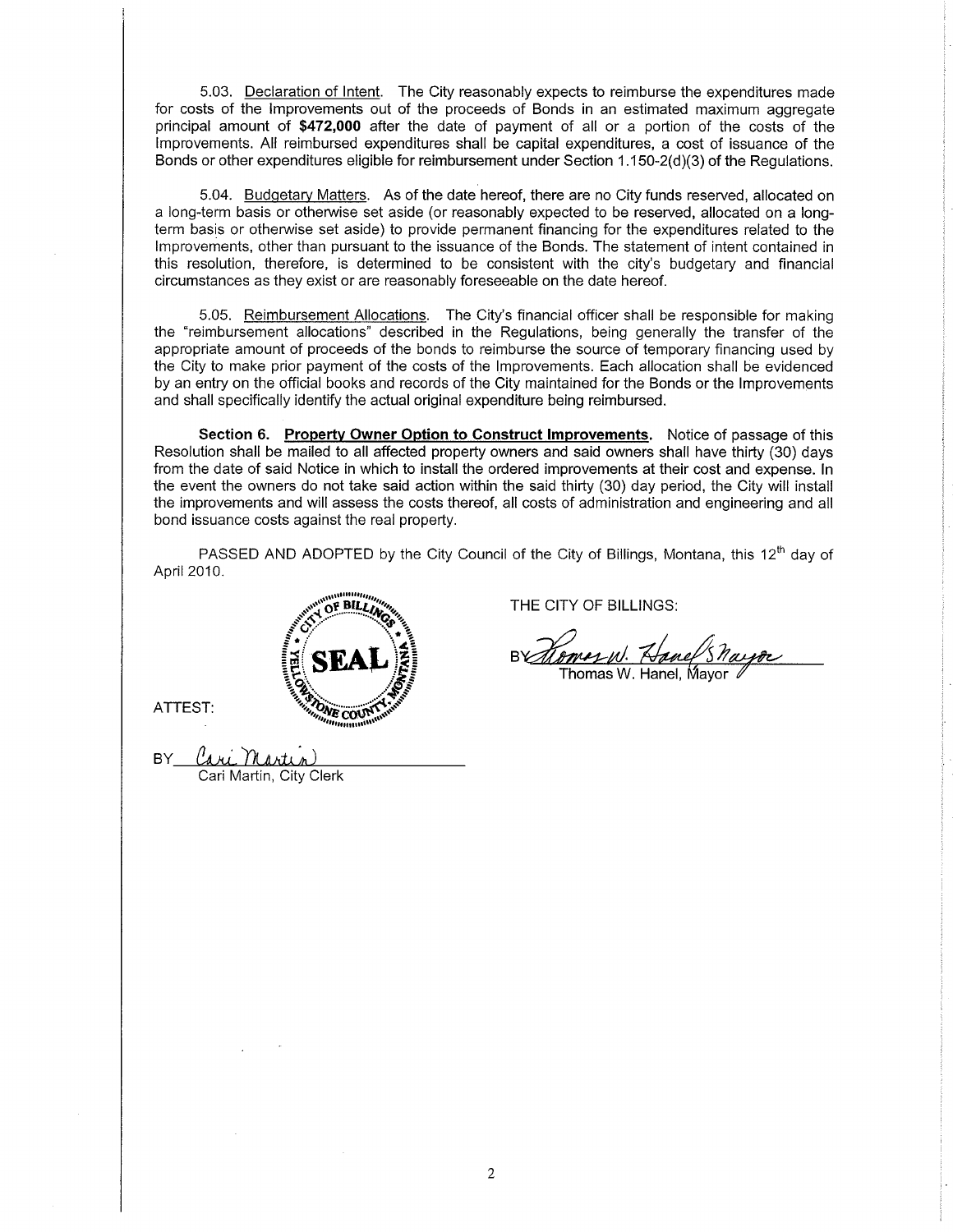5.03. Declaration of Intent. The City reasonably expects to reimburse the expenditures made for costs of the Improvements out of the proceeds of Bonds in an estimated maximum aggregate principal amount of **$472,000** after the date of payment of all or a portion of the costs of the Improvements. All reimbursed expenditures shall be capital expenditures, a cost of issuance of the Bonds or other expenditures eligible for reimbursement under Section 1.150-2(d)(3) of the Regulations.

5.04. Budgetary Matters. As of the date hereof, there are no City funds reserved, allocated on a long-term basis or otherwise set aside (or reasonably expected to be reserved, allocated on a long-term basis or otherwise set aside) to provide permanent financing for the expenditures related to the Improvements, other than pursuant to the issuance of the Bonds. The statement of intent contained in this resolution, therefore, is determined to be consistent with the city's budgetary and financial circumstances as they exist or are reasonably foreseeable on the date hereof.

5.05. Reimbursement Allocations. The City's financial officer shall be responsible for making the "reimbursement allocations" described in the Regulations, being generally the transfer of the appropriate amount of proceeds of the bonds to reimburse the source of temporary financing used by the City to make prior payment of the costs of the Improvements. Each allocation shall be evidenced by an entry on the official books and records of the City maintained for the Bonds or the Improvements and shall specifically identify the actual original expenditure being reimbursed.

**Section 6. Property Owner Option to Construct Improvements.** Notice of passage of this Resolution shall be mailed to all affected property owners and said owners shall have thirty (30) days from the date of said Notice in which to install the ordered improvements at their cost and expense. In the event the owners do not take said action within the said thirty (30) day period, the City will install the improvements and will assess the costs thereof, all costs of administration and engineering and all bond issuance costs against the real property.

PASSED AND ADOPTED by the City Council of the City of Billings, Montana, this 12th day of April 2010.

THE CITY OF BILLINGS:

BY Thomas W. Hanel, Mayor
Thomas W. Hanel, Mayor

ATTEST:

BY Cari Martin
Cari Martin, City Clerk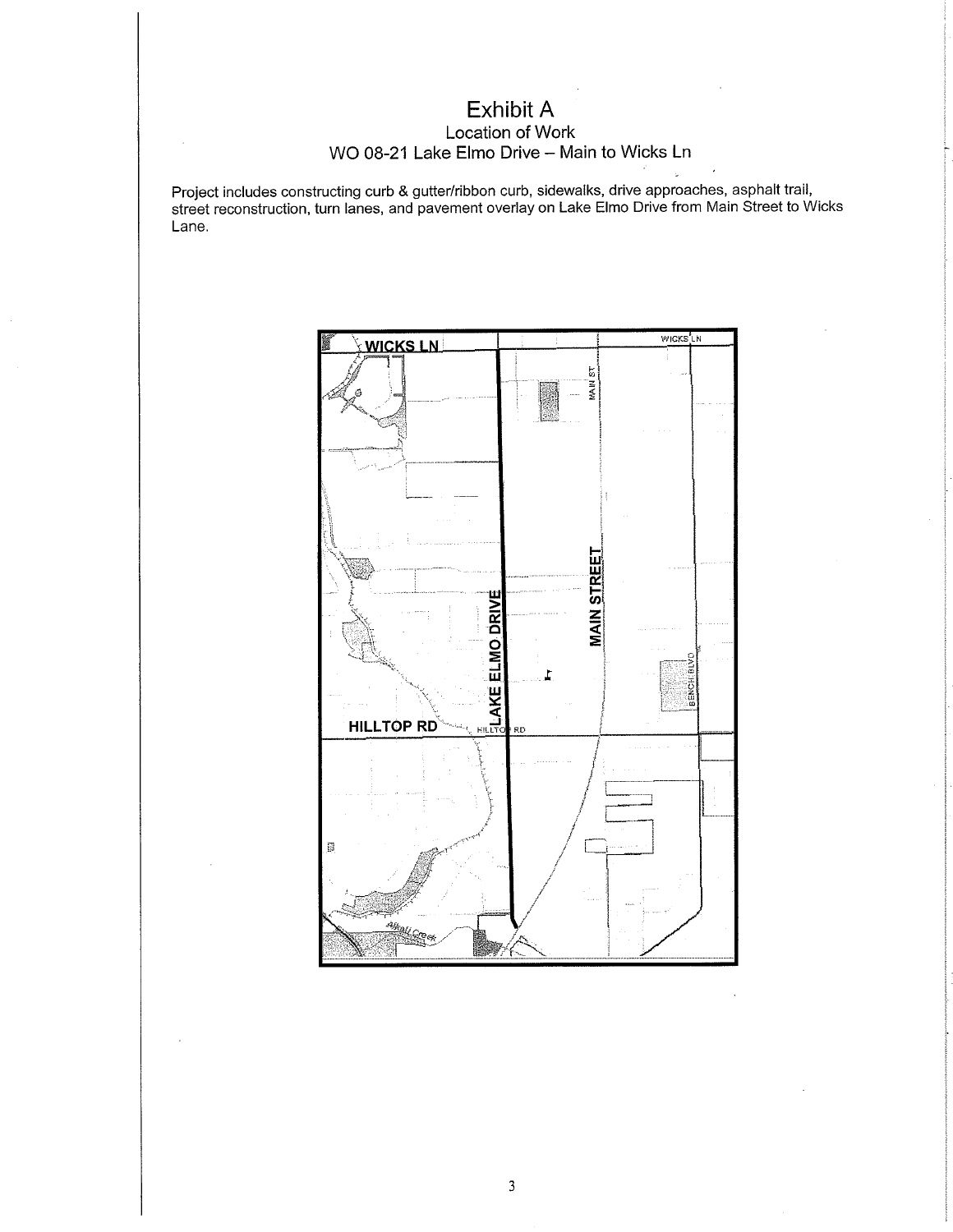# Exhibit A

## Location of Work

## WO 08-21 Lake Elmo Drive – Main to Wicks Ln

Project includes constructing curb & gutter/ribbon curb, sidewalks, drive approaches, asphalt trail, street reconstruction, turn lanes, and pavement overlay on Lake Elmo Drive from Main Street to Wicks Lane.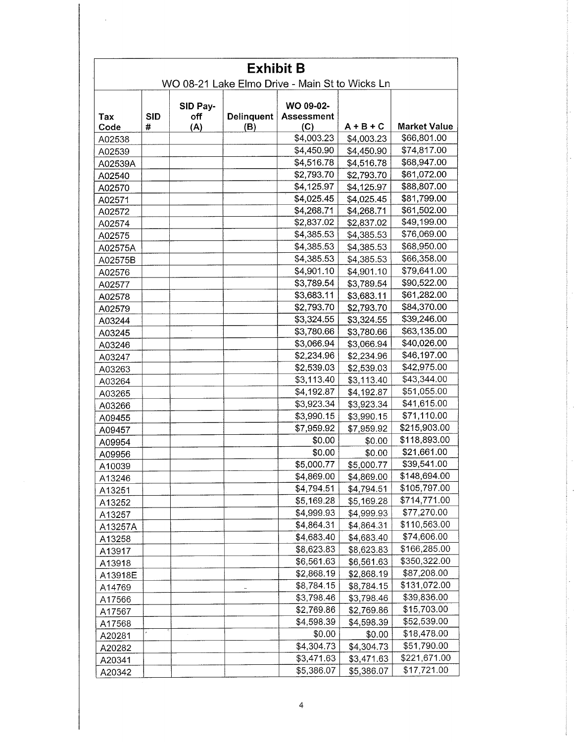# Exhibit B

WO 08-21 Lake Elmo Drive - Main St to Wicks Ln

| Tax Code | SID # | SID Pay-off (A) | Delinquent (B) | WO 09-02-Assessment (C) | A + B + C | Market Value |
|---|---|---|---|---|---|---|
| A02538 | | | | $4,003.23 | $4,003.23 | $66,801.00 |
| A02539 | | | | $4,450.90 | $4,450.90 | $74,817.00 |
| A02539A | | | | $4,516.78 | $4,516.78 | $68,947.00 |
| A02540 | | | | $2,793.70 | $2,793.70 | $61,072.00 |
| A02570 | | | | $4,125.97 | $4,125.97 | $88,807.00 |
| A02571 | | | | $4,025.45 | $4,025.45 | $81,799.00 |
| A02572 | | | | $4,268.71 | $4,268.71 | $61,502.00 |
| A02574 | | | | $2,837.02 | $2,837.02 | $49,199.00 |
| A02575 | | | | $4,385.53 | $4,385.53 | $76,069.00 |
| A02575A | | | | $4,385.53 | $4,385.53 | $68,950.00 |
| A02575B | | | | $4,385.53 | $4,385.53 | $66,358.00 |
| A02576 | | | | $4,901.10 | $4,901.10 | $79,641.00 |
| A02577 | | | | $3,789.54 | $3,789.54 | $90,522.00 |
| A02578 | | | | $3,683.11 | $3,683.11 | $61,282.00 |
| A02579 | | | | $2,793.70 | $2,793.70 | $84,370.00 |
| A03244 | | | | $3,324.55 | $3,324.55 | $39,246.00 |
| A03245 | | | | $3,780.66 | $3,780.66 | $63,135.00 |
| A03246 | | | | $3,066.94 | $3,066.94 | $40,026.00 |
| A03247 | | | | $2,234.96 | $2,234.96 | $46,197.00 |
| A03263 | | | | $2,539.03 | $2,539.03 | $42,975.00 |
| A03264 | | | | $3,113.40 | $3,113.40 | $43,344.00 |
| A03265 | | | | $4,192.87 | $4,192.87 | $51,055.00 |
| A03266 | | | | $3,923.34 | $3,923.34 | $41,615.00 |
| A09455 | | | | $3,990.15 | $3,990.15 | $71,110.00 |
| A09457 | | | | $7,959.92 | $7,959.92 | $215,903.00 |
| A09954 | | | | $0.00 | $0.00 | $118,893.00 |
| A09956 | | | | $0.00 | $0.00 | $21,661.00 |
| A10039 | | | | $5,000.77 | $5,000.77 | $39,541.00 |
| A13246 | | | | $4,869.00 | $4,869.00 | $148,694.00 |
| A13251 | | | | $4,794.51 | $4,794.51 | $105,797.00 |
| A13252 | | | | $5,169.28 | $5,169.28 | $714,771.00 |
| A13257 | | | | $4,999.93 | $4,999.93 | $77,270.00 |
| A13257A | | | | $4,864.31 | $4,864.31 | $110,563.00 |
| A13258 | | | | $4,683.40 | $4,683.40 | $74,606.00 |
| A13917 | | | | $8,623.83 | $8,623.83 | $166,285.00 |
| A13918 | | | | $6,561.63 | $6,561.63 | $350,322.00 |
| A13918E | | | | $2,868.19 | $2,868.19 | $87,208.00 |
| A14769 | | | | $8,784.15 | $8,784.15 | $131,072.00 |
| A17566 | | | | $3,798.46 | $3,798.46 | $39,836.00 |
| A17567 | | | | $2,769.86 | $2,769.86 | $15,703.00 |
| A17568 | | | | $4,598.39 | $4,598.39 | $52,539.00 |
| A20281 | | | | $0.00 | $0.00 | $18,478.00 |
| A20282 | | | | $4,304.73 | $4,304.73 | $51,790.00 |
| A20341 | | | | $3,471.63 | $3,471.63 | $221,671.00 |
| A20342 | | | | $5,386.07 | $5,386.07 | $17,721.00 |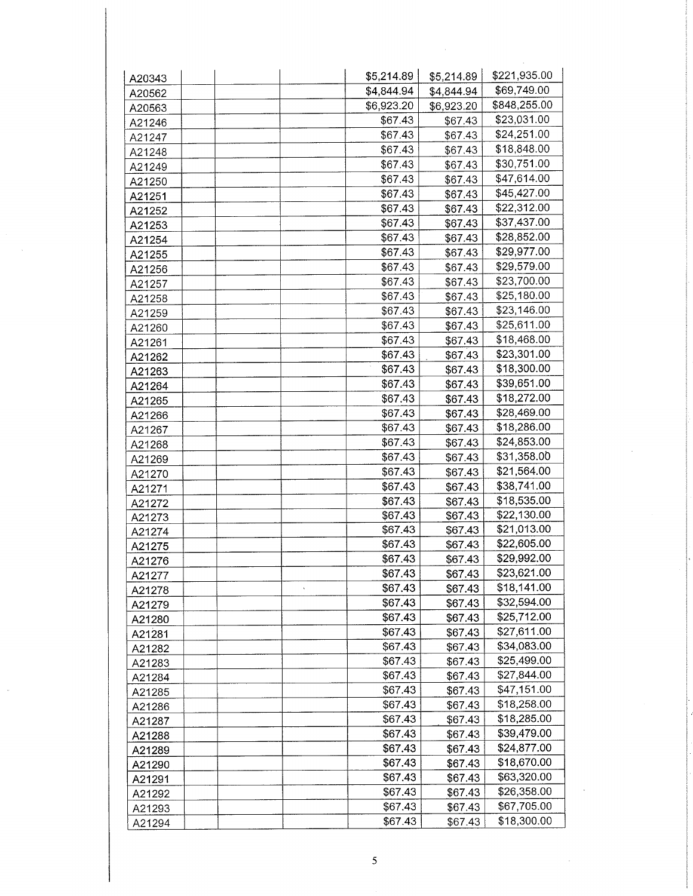| | | | | | | |
|---|---|---|---|---|---|---|
| A20343 | | | | $5,214.89 | $5,214.89 | $221,935.00 |
| A20562 | | | | $4,844.94 | $4,844.94 | $69,749.00 |
| A20563 | | | | $6,923.20 | $6,923.20 | $848,255.00 |
| A21246 | | | | $67.43 | $67.43 | $23,031.00 |
| A21247 | | | | $67.43 | $67.43 | $24,251.00 |
| A21248 | | | | $67.43 | $67.43 | $18,848.00 |
| A21249 | | | | $67.43 | $67.43 | $30,751.00 |
| A21250 | | | | $67.43 | $67.43 | $47,614.00 |
| A21251 | | | | $67.43 | $67.43 | $45,427.00 |
| A21252 | | | | $67.43 | $67.43 | $22,312.00 |
| A21253 | | | | $67.43 | $67.43 | $37,437.00 |
| A21254 | | | | $67.43 | $67.43 | $28,852.00 |
| A21255 | | | | $67.43 | $67.43 | $29,977.00 |
| A21256 | | | | $67.43 | $67.43 | $29,579.00 |
| A21257 | | | | $67.43 | $67.43 | $23,700.00 |
| A21258 | | | | $67.43 | $67.43 | $25,180.00 |
| A21259 | | | | $67.43 | $67.43 | $23,146.00 |
| A21260 | | | | $67.43 | $67.43 | $25,611.00 |
| A21261 | | | | $67.43 | $67.43 | $18,468.00 |
| A21262 | | | | $67.43 | $67.43 | $23,301.00 |
| A21263 | | | | $67.43 | $67.43 | $18,300.00 |
| A21264 | | | | $67.43 | $67.43 | $39,651.00 |
| A21265 | | | | $67.43 | $67.43 | $18,272.00 |
| A21266 | | | | $67.43 | $67.43 | $28,469.00 |
| A21267 | | | | $67.43 | $67.43 | $18,286.00 |
| A21268 | | | | $67.43 | $67.43 | $24,853.00 |
| A21269 | | | | $67.43 | $67.43 | $31,358.00 |
| A21270 | | | | $67.43 | $67.43 | $21,564.00 |
| A21271 | | | | $67.43 | $67.43 | $38,741.00 |
| A21272 | | | | $67.43 | $67.43 | $18,535.00 |
| A21273 | | | | $67.43 | $67.43 | $22,130.00 |
| A21274 | | | | $67.43 | $67.43 | $21,013.00 |
| A21275 | | | | $67.43 | $67.43 | $22,605.00 |
| A21276 | | | | $67.43 | $67.43 | $29,992.00 |
| A21277 | | | | $67.43 | $67.43 | $23,621.00 |
| A21278 | | | | $67.43 | $67.43 | $18,141.00 |
| A21279 | | | | $67.43 | $67.43 | $32,594.00 |
| A21280 | | | | $67.43 | $67.43 | $25,712.00 |
| A21281 | | | | $67.43 | $67.43 | $27,611.00 |
| A21282 | | | | $67.43 | $67.43 | $34,083.00 |
| A21283 | | | | $67.43 | $67.43 | $25,499.00 |
| A21284 | | | | $67.43 | $67.43 | $27,844.00 |
| A21285 | | | | $67.43 | $67.43 | $47,151.00 |
| A21286 | | | | $67.43 | $67.43 | $18,258.00 |
| A21287 | | | | $67.43 | $67.43 | $18,285.00 |
| A21288 | | | | $67.43 | $67.43 | $39,479.00 |
| A21289 | | | | $67.43 | $67.43 | $24,877.00 |
| A21290 | | | | $67.43 | $67.43 | $18,670.00 |
| A21291 | | | | $67.43 | $67.43 | $63,320.00 |
| A21292 | | | | $67.43 | $67.43 | $26,358.00 |
| A21293 | | | | $67.43 | $67.43 | $67,705.00 |
| A21294 | | | | $67.43 | $67.43 | $18,300.00 |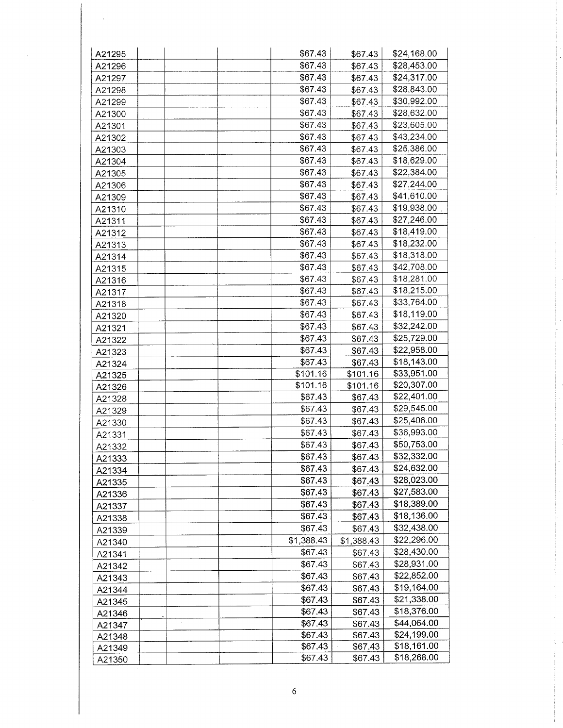| | | | | | |
|---|---|---|---|---|---|
| A21295 | | | $67.43 | $67.43 | $24,168.00 |
| A21296 | | | $67.43 | $67.43 | $28,453.00 |
| A21297 | | | $67.43 | $67.43 | $24,317.00 |
| A21298 | | | $67.43 | $67.43 | $28,843.00 |
| A21299 | | | $67.43 | $67.43 | $30,992.00 |
| A21300 | | | $67.43 | $67.43 | $28,632.00 |
| A21301 | | | $67.43 | $67.43 | $23,605.00 |
| A21302 | | | $67.43 | $67.43 | $43,234.00 |
| A21303 | | | $67.43 | $67.43 | $25,386.00 |
| A21304 | | | $67.43 | $67.43 | $18,629.00 |
| A21305 | | | $67.43 | $67.43 | $22,384.00 |
| A21306 | | | $67.43 | $67.43 | $27,244.00 |
| A21309 | | | $67.43 | $67.43 | $41,610.00 |
| A21310 | | | $67.43 | $67.43 | $19,938.00 |
| A21311 | | | $67.43 | $67.43 | $27,246.00 |
| A21312 | | | $67.43 | $67.43 | $18,419.00 |
| A21313 | | | $67.43 | $67.43 | $18,232.00 |
| A21314 | | | $67.43 | $67.43 | $18,318.00 |
| A21315 | | | $67.43 | $67.43 | $42,708.00 |
| A21316 | | | $67.43 | $67.43 | $18,281.00 |
| A21317 | | | $67.43 | $67.43 | $18,215.00 |
| A21318 | | | $67.43 | $67.43 | $33,764.00 |
| A21320 | | | $67.43 | $67.43 | $18,119.00 |
| A21321 | | | $67.43 | $67.43 | $32,242.00 |
| A21322 | | | $67.43 | $67.43 | $25,729.00 |
| A21323 | | | $67.43 | $67.43 | $22,958.00 |
| A21324 | | | $67.43 | $67.43 | $18,143.00 |
| A21325 | | | $101.16 | $101.16 | $33,951.00 |
| A21326 | | | $101.16 | $101.16 | $20,307.00 |
| A21328 | | | $67.43 | $67.43 | $22,401.00 |
| A21329 | | | $67.43 | $67.43 | $29,545.00 |
| A21330 | | | $67.43 | $67.43 | $25,406.00 |
| A21331 | | | $67.43 | $67.43 | $36,993.00 |
| A21332 | | | $67.43 | $67.43 | $50,753.00 |
| A21333 | | | $67.43 | $67.43 | $32,332.00 |
| A21334 | | | $67.43 | $67.43 | $24,632.00 |
| A21335 | | | $67.43 | $67.43 | $28,023.00 |
| A21336 | | | $67.43 | $67.43 | $27,583.00 |
| A21337 | | | $67.43 | $67.43 | $18,389.00 |
| A21338 | | | $67.43 | $67.43 | $18,136.00 |
| A21339 | | | $67.43 | $67.43 | $32,438.00 |
| A21340 | | | $1,388.43 | $1,388.43 | $22,296.00 |
| A21341 | | | $67.43 | $67.43 | $28,430.00 |
| A21342 | | | $67.43 | $67.43 | $28,931.00 |
| A21343 | | | $67.43 | $67.43 | $22,852.00 |
| A21344 | | | $67.43 | $67.43 | $19,164.00 |
| A21345 | | | $67.43 | $67.43 | $21,338.00 |
| A21346 | | | $67.43 | $67.43 | $18,376.00 |
| A21347 | | | $67.43 | $67.43 | $44,064.00 |
| A21348 | | | $67.43 | $67.43 | $24,199.00 |
| A21349 | | | $67.43 | $67.43 | $18,161.00 |
| A21350 | | | $67.43 | $67.43 | $18,268.00 |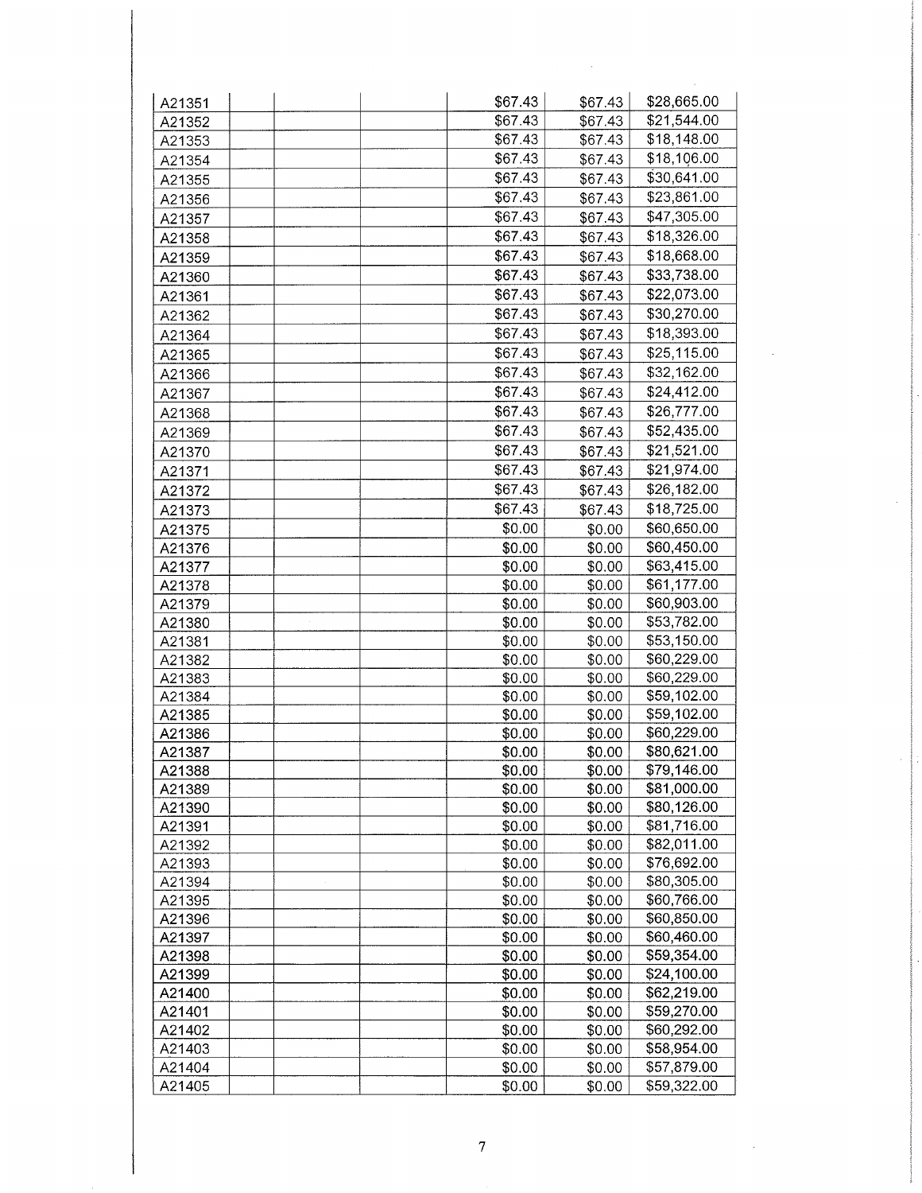| | | | | | |
|---|---|---|---|---|---|
| A21351 | | | $67.43 | $67.43 | $28,665.00 |
| A21352 | | | $67.43 | $67.43 | $21,544.00 |
| A21353 | | | $67.43 | $67.43 | $18,148.00 |
| A21354 | | | $67.43 | $67.43 | $18,106.00 |
| A21355 | | | $67.43 | $67.43 | $30,641.00 |
| A21356 | | | $67.43 | $67.43 | $23,861.00 |
| A21357 | | | $67.43 | $67.43 | $47,305.00 |
| A21358 | | | $67.43 | $67.43 | $18,326.00 |
| A21359 | | | $67.43 | $67.43 | $18,668.00 |
| A21360 | | | $67.43 | $67.43 | $33,738.00 |
| A21361 | | | $67.43 | $67.43 | $22,073.00 |
| A21362 | | | $67.43 | $67.43 | $30,270.00 |
| A21364 | | | $67.43 | $67.43 | $18,393.00 |
| A21365 | | | $67.43 | $67.43 | $25,115.00 |
| A21366 | | | $67.43 | $67.43 | $32,162.00 |
| A21367 | | | $67.43 | $67.43 | $24,412.00 |
| A21368 | | | $67.43 | $67.43 | $26,777.00 |
| A21369 | | | $67.43 | $67.43 | $52,435.00 |
| A21370 | | | $67.43 | $67.43 | $21,521.00 |
| A21371 | | | $67.43 | $67.43 | $21,974.00 |
| A21372 | | | $67.43 | $67.43 | $26,182.00 |
| A21373 | | | $67.43 | $67.43 | $18,725.00 |
| A21375 | | | $0.00 | $0.00 | $60,650.00 |
| A21376 | | | $0.00 | $0.00 | $60,450.00 |
| A21377 | | | $0.00 | $0.00 | $63,415.00 |
| A21378 | | | $0.00 | $0.00 | $61,177.00 |
| A21379 | | | $0.00 | $0.00 | $60,903.00 |
| A21380 | | | $0.00 | $0.00 | $53,782.00 |
| A21381 | | | $0.00 | $0.00 | $53,150.00 |
| A21382 | | | $0.00 | $0.00 | $60,229.00 |
| A21383 | | | $0.00 | $0.00 | $60,229.00 |
| A21384 | | | $0.00 | $0.00 | $59,102.00 |
| A21385 | | | $0.00 | $0.00 | $59,102.00 |
| A21386 | | | $0.00 | $0.00 | $60,229.00 |
| A21387 | | | $0.00 | $0.00 | $80,621.00 |
| A21388 | | | $0.00 | $0.00 | $79,146.00 |
| A21389 | | | $0.00 | $0.00 | $81,000.00 |
| A21390 | | | $0.00 | $0.00 | $80,126.00 |
| A21391 | | | $0.00 | $0.00 | $81,716.00 |
| A21392 | | | $0.00 | $0.00 | $82,011.00 |
| A21393 | | | $0.00 | $0.00 | $76,692.00 |
| A21394 | | | $0.00 | $0.00 | $80,305.00 |
| A21395 | | | $0.00 | $0.00 | $60,766.00 |
| A21396 | | | $0.00 | $0.00 | $60,850.00 |
| A21397 | | | $0.00 | $0.00 | $60,460.00 |
| A21398 | | | $0.00 | $0.00 | $59,354.00 |
| A21399 | | | $0.00 | $0.00 | $24,100.00 |
| A21400 | | | $0.00 | $0.00 | $62,219.00 |
| A21401 | | | $0.00 | $0.00 | $59,270.00 |
| A21402 | | | $0.00 | $0.00 | $60,292.00 |
| A21403 | | | $0.00 | $0.00 | $58,954.00 |
| A21404 | | | $0.00 | $0.00 | $57,879.00 |
| A21405 | | | $0.00 | $0.00 | $59,322.00 |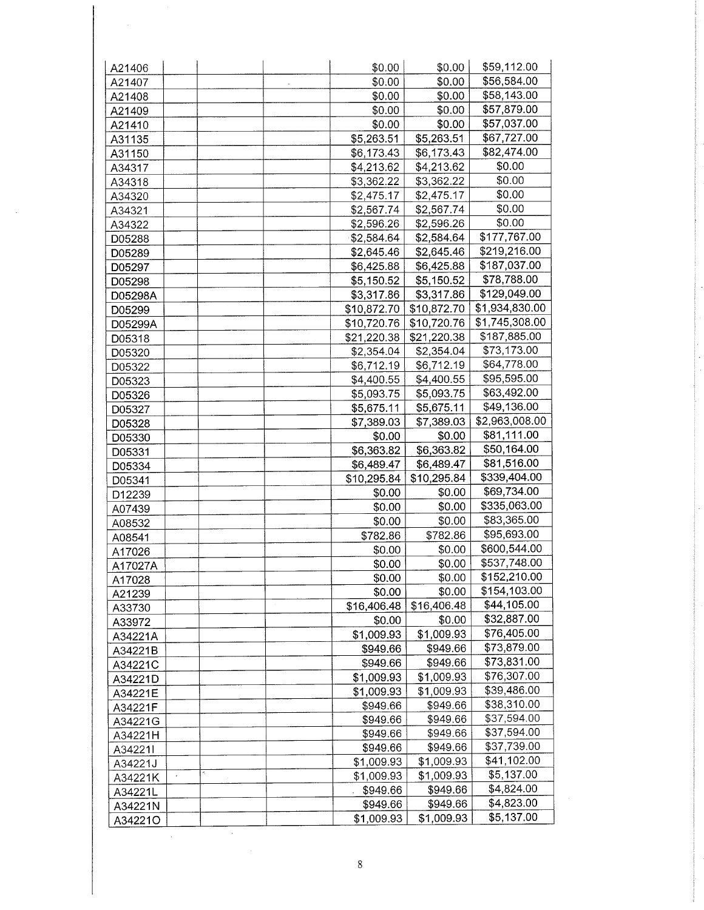| | | | | | | |
|---|---|---|---|---|---|---|
| A21406 | | | | $0.00 | $0.00 | $59,112.00 |
| A21407 | | | | $0.00 | $0.00 | $56,584.00 |
| A21408 | | | | $0.00 | $0.00 | $58,143.00 |
| A21409 | | | | $0.00 | $0.00 | $57,879.00 |
| A21410 | | | | $0.00 | $0.00 | $57,037.00 |
| A31135 | | | | $5,263.51 | $5,263.51 | $67,727.00 |
| A31150 | | | | $6,173.43 | $6,173.43 | $82,474.00 |
| A34317 | | | | $4,213.62 | $4,213.62 | $0.00 |
| A34318 | | | | $3,362.22 | $3,362.22 | $0.00 |
| A34320 | | | | $2,475.17 | $2,475.17 | $0.00 |
| A34321 | | | | $2,567.74 | $2,567.74 | $0.00 |
| A34322 | | | | $2,596.26 | $2,596.26 | $0.00 |
| D05288 | | | | $2,584.64 | $2,584.64 | $177,767.00 |
| D05289 | | | | $2,645.46 | $2,645.46 | $219,216.00 |
| D05297 | | | | $6,425.88 | $6,425.88 | $187,037.00 |
| D05298 | | | | $5,150.52 | $5,150.52 | $78,788.00 |
| D05298A | | | | $3,317.86 | $3,317.86 | $129,049.00 |
| D05299 | | | | $10,872.70 | $10,872.70 | $1,934,830.00 |
| D05299A | | | | $10,720.76 | $10,720.76 | $1,745,308.00 |
| D05318 | | | | $21,220.38 | $21,220.38 | $187,885.00 |
| D05320 | | | | $2,354.04 | $2,354.04 | $73,173.00 |
| D05322 | | | | $6,712.19 | $6,712.19 | $64,778.00 |
| D05323 | | | | $4,400.55 | $4,400.55 | $95,595.00 |
| D05326 | | | | $5,093.75 | $5,093.75 | $63,492.00 |
| D05327 | | | | $5,675.11 | $5,675.11 | $49,136.00 |
| D05328 | | | | $7,389.03 | $7,389.03 | $2,963,008.00 |
| D05330 | | | | $0.00 | $0.00 | $81,111.00 |
| D05331 | | | | $6,363.82 | $6,363.82 | $50,164.00 |
| D05334 | | | | $6,489.47 | $6,489.47 | $81,516.00 |
| D05341 | | | | $10,295.84 | $10,295.84 | $339,404.00 |
| D12239 | | | | $0.00 | $0.00 | $69,734.00 |
| A07439 | | | | $0.00 | $0.00 | $335,063.00 |
| A08532 | | | | $0.00 | $0.00 | $83,365.00 |
| A08541 | | | | $782.86 | $782.86 | $95,693.00 |
| A17026 | | | | $0.00 | $0.00 | $600,544.00 |
| A17027A | | | | $0.00 | $0.00 | $537,748.00 |
| A17028 | | | | $0.00 | $0.00 | $152,210.00 |
| A21239 | | | | $0.00 | $0.00 | $154,103.00 |
| A33730 | | | | $16,406.48 | $16,406.48 | $44,105.00 |
| A33972 | | | | $0.00 | $0.00 | $32,887.00 |
| A34221A | | | | $1,009.93 | $1,009.93 | $76,405.00 |
| A34221B | | | | $949.66 | $949.66 | $73,879.00 |
| A34221C | | | | $949.66 | $949.66 | $73,831.00 |
| A34221D | | | | $1,009.93 | $1,009.93 | $76,307.00 |
| A34221E | | | | $1,009.93 | $1,009.93 | $39,486.00 |
| A34221F | | | | $949.66 | $949.66 | $38,310.00 |
| A34221G | | | | $949.66 | $949.66 | $37,594.00 |
| A34221H | | | | $949.66 | $949.66 | $37,594.00 |
| A34221I | | | | $949.66 | $949.66 | $37,739.00 |
| A34221J | | | | $1,009.93 | $1,009.93 | $41,102.00 |
| A34221K | | | | $1,009.93 | $1,009.93 | $5,137.00 |
| A34221L | | | | $949.66 | $949.66 | $4,824.00 |
| A34221N | | | | $949.66 | $949.66 | $4,823.00 |
| A34221O | | | | $1,009.93 | $1,009.93 | $5,137.00 |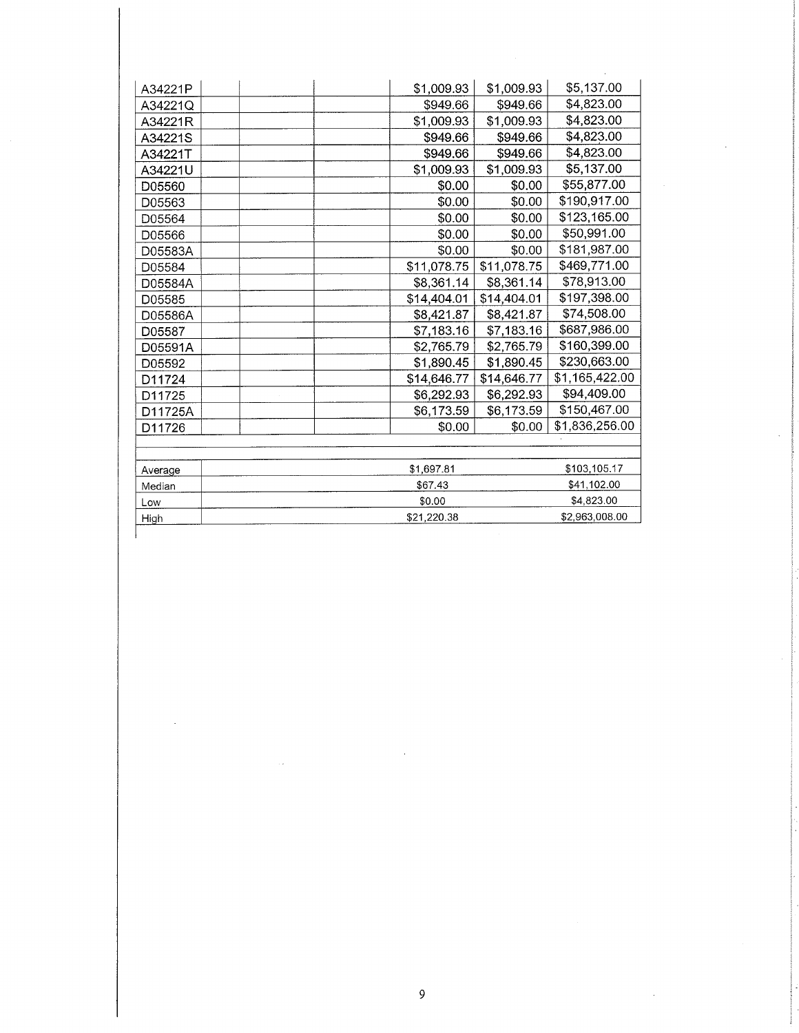| | | | | | |
|---|---|---|---|---|---|
| A34221P | | | $1,009.93 | $1,009.93 | $5,137.00 |
| A34221Q | | | $949.66 | $949.66 | $4,823.00 |
| A34221R | | | $1,009.93 | $1,009.93 | $4,823.00 |
| A34221S | | | $949.66 | $949.66 | $4,823.00 |
| A34221T | | | $949.66 | $949.66 | $4,823.00 |
| A34221U | | | $1,009.93 | $1,009.93 | $5,137.00 |
| D05560 | | | $0.00 | $0.00 | $55,877.00 |
| D05563 | | | $0.00 | $0.00 | $190,917.00 |
| D05564 | | | $0.00 | $0.00 | $123,165.00 |
| D05566 | | | $0.00 | $0.00 | $50,991.00 |
| D05583A | | | $0.00 | $0.00 | $181,987.00 |
| D05584 | | | $11,078.75 | $11,078.75 | $469,771.00 |
| D05584A | | | $8,361.14 | $8,361.14 | $78,913.00 |
| D05585 | | | $14,404.01 | $14,404.01 | $197,398.00 |
| D05586A | | | $8,421.87 | $8,421.87 | $74,508.00 |
| D05587 | | | $7,183.16 | $7,183.16 | $687,986.00 |
| D05591A | | | $2,765.79 | $2,765.79 | $160,399.00 |
| D05592 | | | $1,890.45 | $1,890.45 | $230,663.00 |
| D11724 | | | $14,646.77 | $14,646.77 | $1,165,422.00 |
| D11725 | | | $6,292.93 | $6,292.93 | $94,409.00 |
| D11725A | | | $6,173.59 | $6,173.59 | $150,467.00 |
| D11726 | | | $0.00 | $0.00 | $1,836,256.00 |

| | | |
|---|---|---|
| Average | $1,697.81 | $103,105.17 |
| Median | $67.43 | $41,102.00 |
| Low | $0.00 | $4,823.00 |
| High | $21,220.38 | $2,963,008.00 |